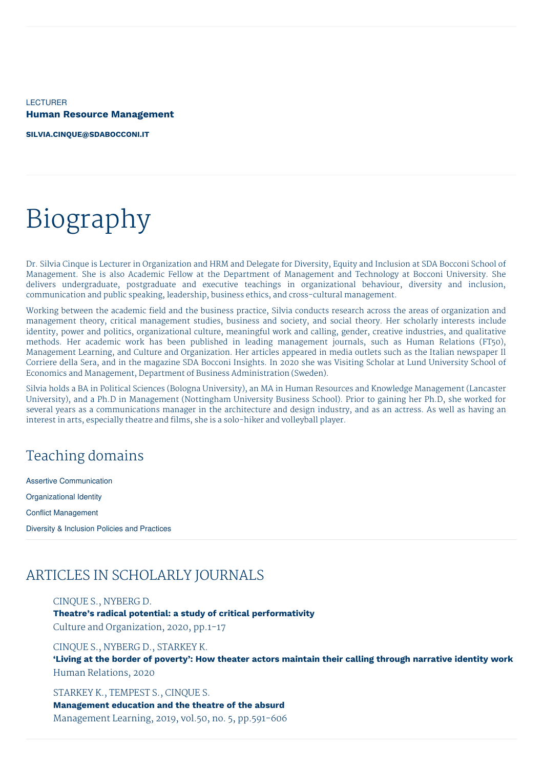LECTURER

**Human Resource Management**

**SILVIA.CINQUE@SDABOCCONI.IT**

# Biography

Dr. Silvia Cinque is Lecturer in Organization and HRM and Delegate for Diversity, Equity and Inclusion at SDA Bocconi School of Management. She is also Academic Fellow at the Department of Management and Technology at Bocconi University. She delivers undergraduate, postgraduate and executive teachings in organizational behaviour, diversity and inclusion, communication and public speaking, leadership, business ethics, and cross-cultural management.

Working between the academic field and the business practice, Silvia conducts research across the areas of organization and management theory, critical management studies, business and society, and social theory. Her scholarly interests include identity, power and politics, organizational culture, meaningful work and calling, gender, creative industries, and qualitative methods. Her academic work has been published in leading management journals, such as Human Relations (FT50), Management Learning, and Culture and Organization. Her articles appeared in media outlets such as the Italian newspaper Il Corriere della Sera, and in the magazine SDA Bocconi Insights. In 2020 she was Visiting Scholar at Lund University School of Economics and Management, Department of Business Administration (Sweden).

Silvia holds a BA in Political Sciences (Bologna University), an MA in Human Resources and Knowledge Management (Lancaster University), and a Ph.D in Management (Nottingham University Business School). Prior to gaining her Ph.D, she worked for several years as a communications manager in the architecture and design industry, and as an actress. As well as having an interest in arts, especially theatre and films, she is a solo-hiker and volleyball player.

## Teaching domains

Assertive Communication

Organizational Identity

Conflict Management

Diversity & Inclusion Policies and Practices

## ARTICLES IN SCHOLARLY JOURNALS

CINQUE S., NYBERG D.
**Theatre's radical potential: a study of critical performativity**
Culture and Organization, 2020, pp.1-17

CINQUE S., NYBERG D., STARKEY K.
**'Living at the border of poverty': How theater actors maintain their calling through narrative identity work**
Human Relations, 2020

STARKEY K., TEMPEST S., CINQUE S.
**Management education and the theatre of the absurd**
Management Learning, 2019, vol.50, no. 5, pp.591-606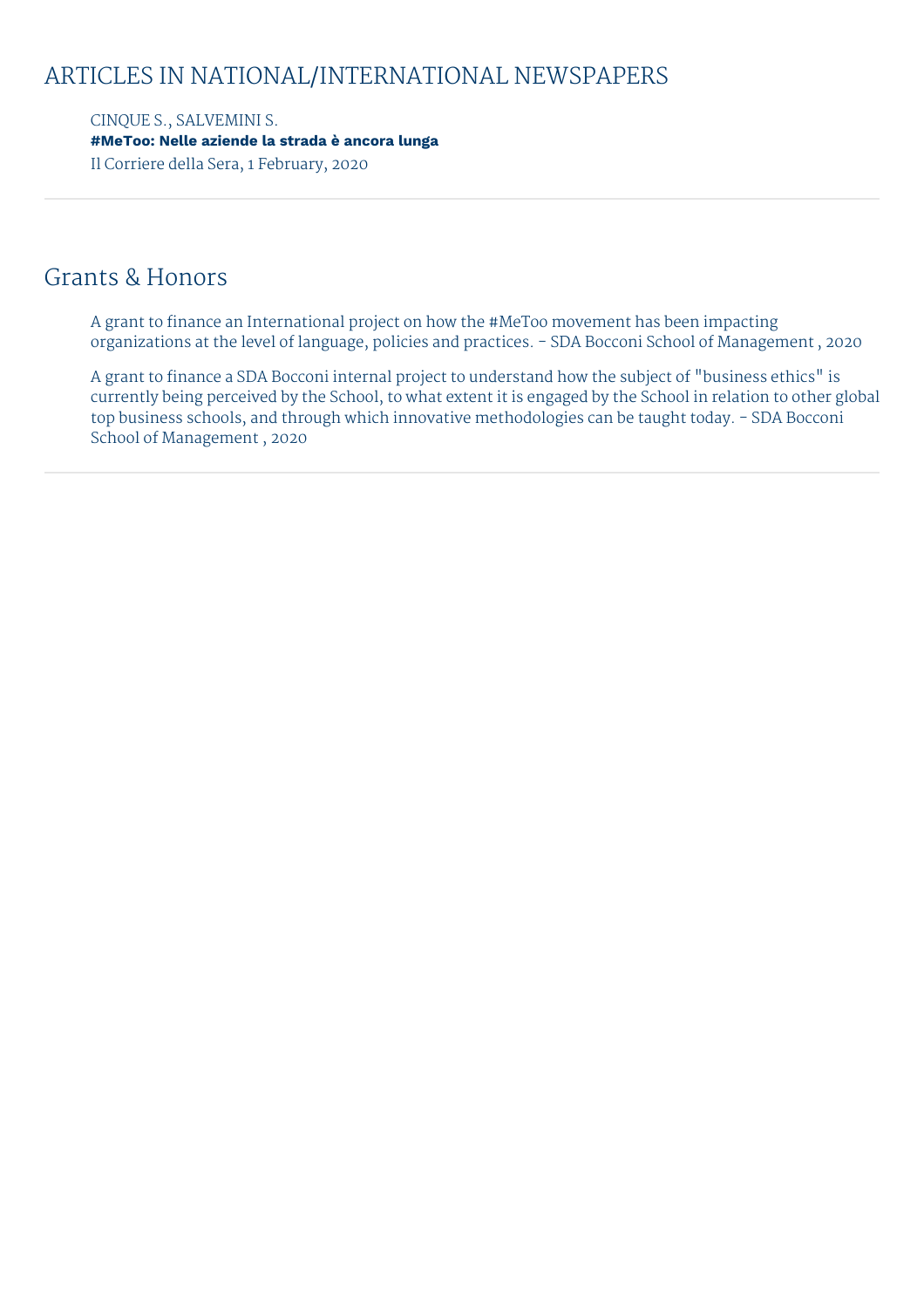## ARTICLES IN NATIONAL/INTERNATIONAL NEWSPAPERS

CINQUE S., SALVEMINI S.
**#MeToo: Nelle aziende la strada è ancora lunga**
Il Corriere della Sera, 1 February, 2020

---

## Grants & Honors

A grant to finance an International project on how the #MeToo movement has been impacting organizations at the level of language, policies and practices. - SDA Bocconi School of Management , 2020

A grant to finance a SDA Bocconi internal project to understand how the subject of "business ethics" is currently being perceived by the School, to what extent it is engaged by the School in relation to other global top business schools, and through which innovative methodologies can be taught today. - SDA Bocconi School of Management , 2020

---